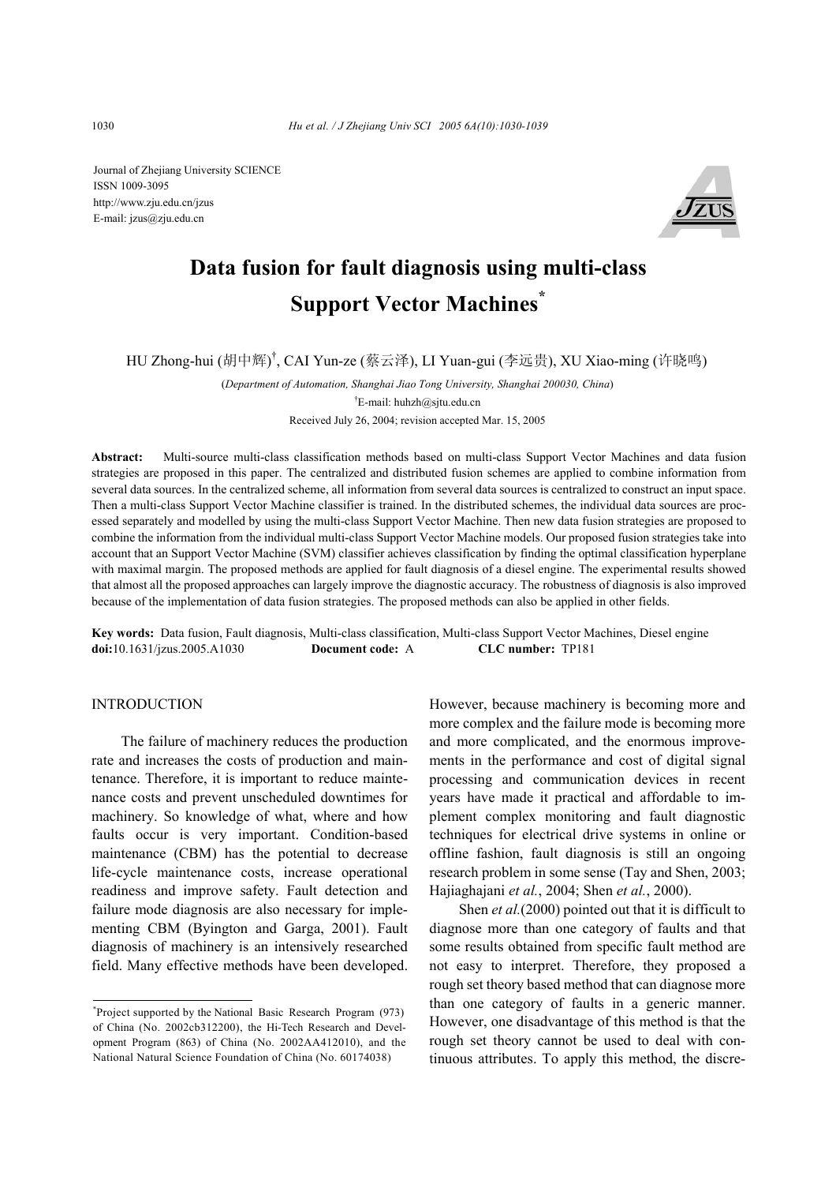Journal of Zhejiang University SCIENCE
ISSN 1009-3095
http://www.zju.edu.cn/jzus
E-mail: jzus@zju.edu.cn

# Data fusion for fault diagnosis using multi-class Support Vector Machines*

HU Zhong-hui (胡中辉)†, CAI Yun-ze (蔡云泽), LI Yuan-gui (李远贵), XU Xiao-ming (许晓鸣)

(*Department of Automation, Shanghai Jiao Tong University, Shanghai 200030, China*)

†E-mail: huhzh@sjtu.edu.cn

Received July 26, 2004; revision accepted Mar. 15, 2005

**Abstract:** Multi-source multi-class classification methods based on multi-class Support Vector Machines and data fusion strategies are proposed in this paper. The centralized and distributed fusion schemes are applied to combine information from several data sources. In the centralized scheme, all information from several data sources is centralized to construct an input space. Then a multi-class Support Vector Machine classifier is trained. In the distributed schemes, the individual data sources are processed separately and modelled by using the multi-class Support Vector Machine. Then new data fusion strategies are proposed to combine the information from the individual multi-class Support Vector Machine models. Our proposed fusion strategies take into account that an Support Vector Machine (SVM) classifier achieves classification by finding the optimal classification hyperplane with maximal margin. The proposed methods are applied for fault diagnosis of a diesel engine. The experimental results showed that almost all the proposed approaches can largely improve the diagnostic accuracy. The robustness of diagnosis is also improved because of the implementation of data fusion strategies. The proposed methods can also be applied in other fields.

**Key words:** Data fusion, Fault diagnosis, Multi-class classification, Multi-class Support Vector Machines, Diesel engine
**doi:**10.1631/jzus.2005.A1030 **Document code:** A **CLC number:** TP181

## INTRODUCTION

The failure of machinery reduces the production rate and increases the costs of production and maintenance. Therefore, it is important to reduce maintenance costs and prevent unscheduled downtimes for machinery. So knowledge of what, where and how faults occur is very important. Condition-based maintenance (CBM) has the potential to decrease life-cycle maintenance costs, increase operational readiness and improve safety. Fault detection and failure mode diagnosis are also necessary for implementing CBM (Byington and Garga, 2001). Fault diagnosis of machinery is an intensively researched field. Many effective methods have been developed. However, because machinery is becoming more and more complex and the failure mode is becoming more and more complicated, and the enormous improvements in the performance and cost of digital signal processing and communication devices in recent years have made it practical and affordable to implement complex monitoring and fault diagnostic techniques for electrical drive systems in online or offline fashion, fault diagnosis is still an ongoing research problem in some sense (Tay and Shen, 2003; Hajiaghajani *et al.*, 2004; Shen *et al.*, 2000).

Shen *et al.*(2000) pointed out that it is difficult to diagnose more than one category of faults and that some results obtained from specific fault method are not easy to interpret. Therefore, they proposed a rough set theory based method that can diagnose more than one category of faults in a generic manner. However, one disadvantage of this method is that the rough set theory cannot be used to deal with continuous attributes. To apply this method, the discre-

*Project supported by the National Basic Research Program (973) of China (No. 2002cb312200), the Hi-Tech Research and Development Program (863) of China (No. 2002AA412010), and the National Natural Science Foundation of China (No. 60174038)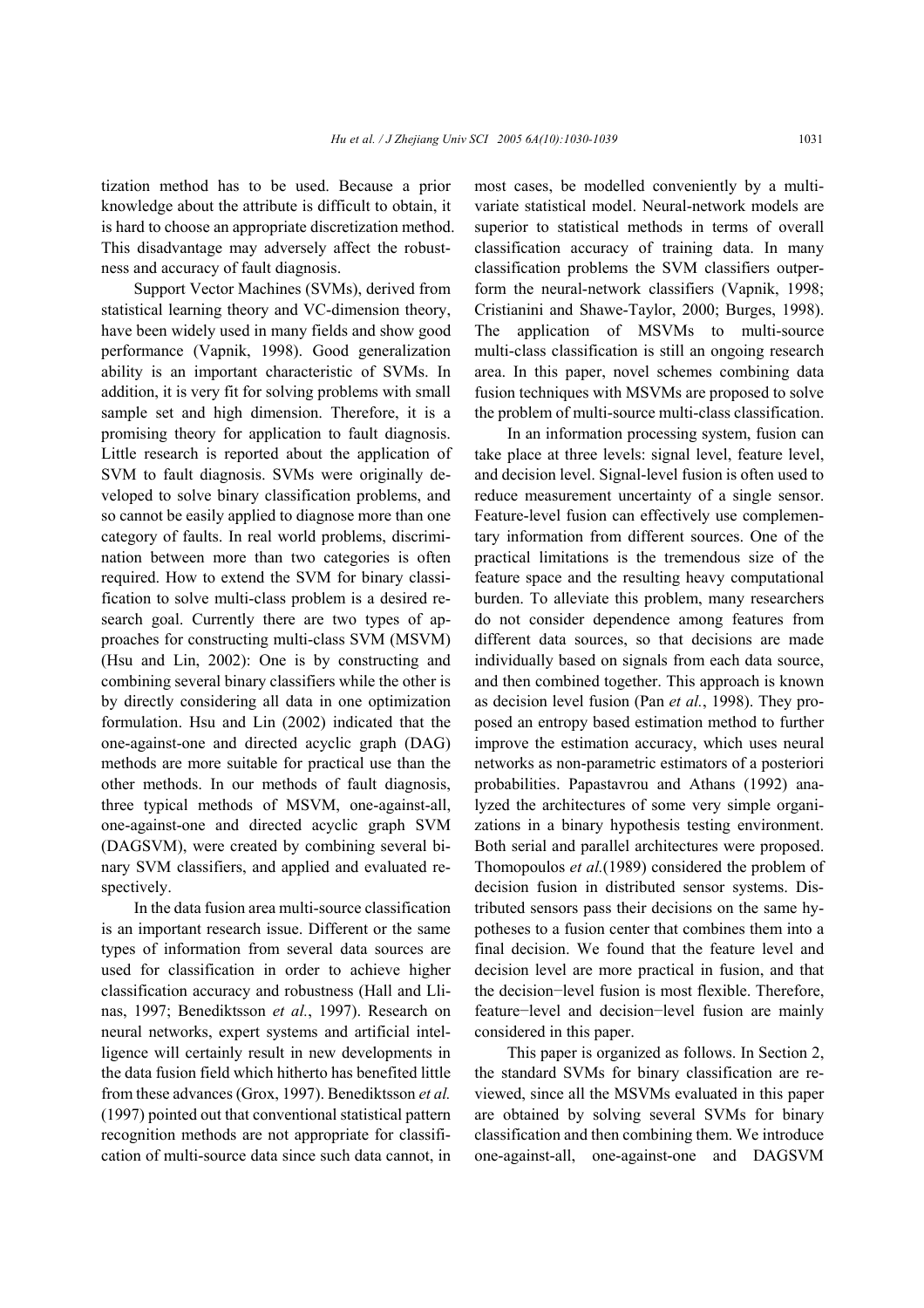tization method has to be used. Because a prior knowledge about the attribute is difficult to obtain, it is hard to choose an appropriate discretization method. This disadvantage may adversely affect the robustness and accuracy of fault diagnosis.

Support Vector Machines (SVMs), derived from statistical learning theory and VC-dimension theory, have been widely used in many fields and show good performance (Vapnik, 1998). Good generalization ability is an important characteristic of SVMs. In addition, it is very fit for solving problems with small sample set and high dimension. Therefore, it is a promising theory for application to fault diagnosis. Little research is reported about the application of SVM to fault diagnosis. SVMs were originally developed to solve binary classification problems, and so cannot be easily applied to diagnose more than one category of faults. In real world problems, discrimination between more than two categories is often required. How to extend the SVM for binary classification to solve multi-class problem is a desired research goal. Currently there are two types of approaches for constructing multi-class SVM (MSVM) (Hsu and Lin, 2002): One is by constructing and combining several binary classifiers while the other is by directly considering all data in one optimization formulation. Hsu and Lin (2002) indicated that the one-against-one and directed acyclic graph (DAG) methods are more suitable for practical use than the other methods. In our methods of fault diagnosis, three typical methods of MSVM, one-against-all, one-against-one and directed acyclic graph SVM (DAGSVM), were created by combining several binary SVM classifiers, and applied and evaluated respectively.

In the data fusion area multi-source classification is an important research issue. Different or the same types of information from several data sources are used for classification in order to achieve higher classification accuracy and robustness (Hall and Llinas, 1997; Benediktsson *et al.*, 1997). Research on neural networks, expert systems and artificial intelligence will certainly result in new developments in the data fusion field which hitherto has benefited little from these advances (Grox, 1997). Benediktsson *et al.* (1997) pointed out that conventional statistical pattern recognition methods are not appropriate for classification of multi-source data since such data cannot, in most cases, be modelled conveniently by a multivariate statistical model. Neural-network models are superior to statistical methods in terms of overall classification accuracy of training data. In many classification problems the SVM classifiers outperform the neural-network classifiers (Vapnik, 1998; Cristianini and Shawe-Taylor, 2000; Burges, 1998). The application of MSVMs to multi-source multi-class classification is still an ongoing research area. In this paper, novel schemes combining data fusion techniques with MSVMs are proposed to solve the problem of multi-source multi-class classification.

In an information processing system, fusion can take place at three levels: signal level, feature level, and decision level. Signal-level fusion is often used to reduce measurement uncertainty of a single sensor. Feature-level fusion can effectively use complementary information from different sources. One of the practical limitations is the tremendous size of the feature space and the resulting heavy computational burden. To alleviate this problem, many researchers do not consider dependence among features from different data sources, so that decisions are made individually based on signals from each data source, and then combined together. This approach is known as decision level fusion (Pan *et al.*, 1998). They proposed an entropy based estimation method to further improve the estimation accuracy, which uses neural networks as non-parametric estimators of a posteriori probabilities. Papastavrou and Athans (1992) analyzed the architectures of some very simple organizations in a binary hypothesis testing environment. Both serial and parallel architectures were proposed. Thomopoulos *et al.*(1989) considered the problem of decision fusion in distributed sensor systems. Distributed sensors pass their decisions on the same hypotheses to a fusion center that combines them into a final decision. We found that the feature level and decision level are more practical in fusion, and that the decision−level fusion is most flexible. Therefore, feature−level and decision−level fusion are mainly considered in this paper.

This paper is organized as follows. In Section 2, the standard SVMs for binary classification are reviewed, since all the MSVMs evaluated in this paper are obtained by solving several SVMs for binary classification and then combining them. We introduce one-against-all, one-against-one and DAGSVM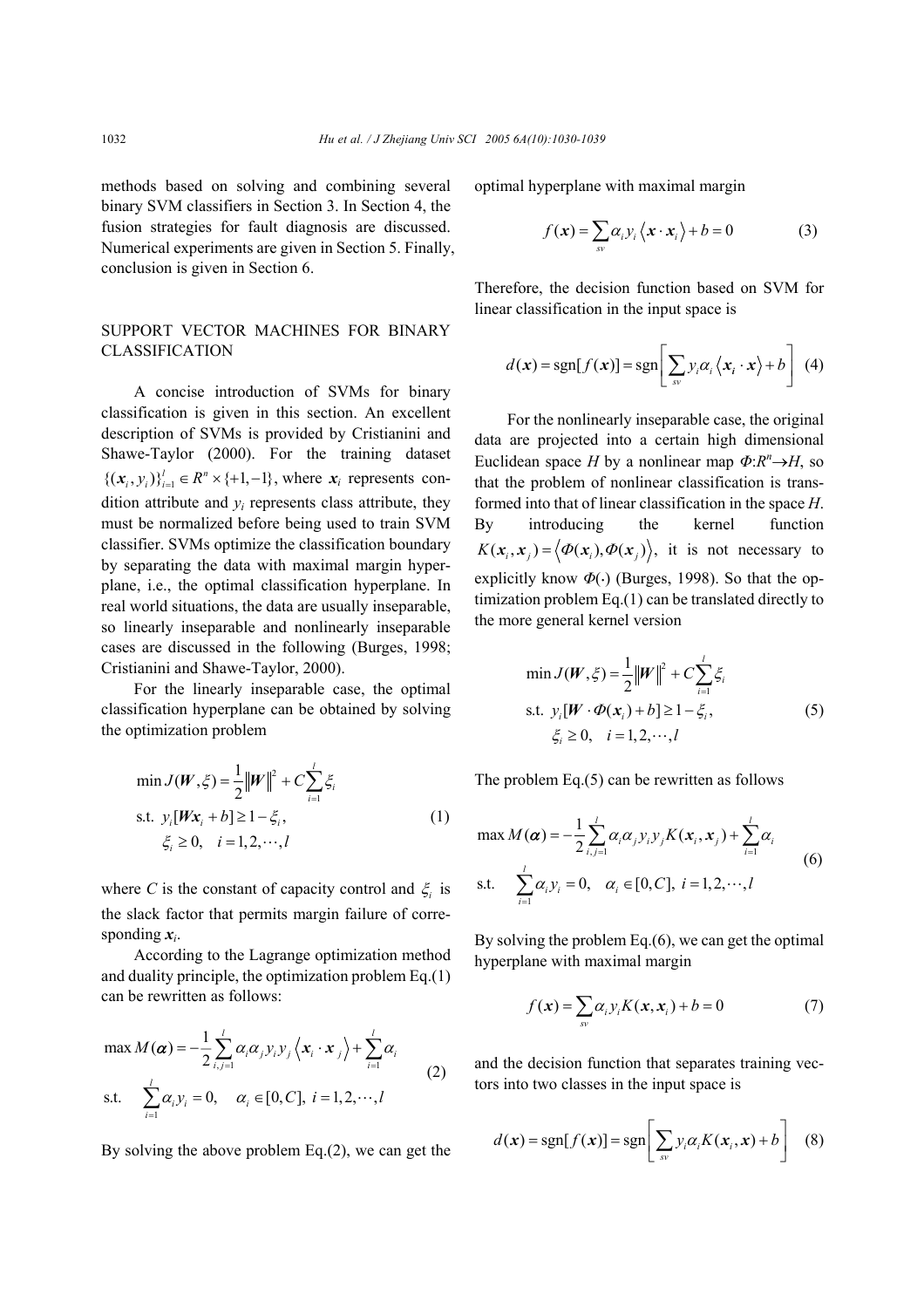methods based on solving and combining several binary SVM classifiers in Section 3. In Section 4, the fusion strategies for fault diagnosis are discussed. Numerical experiments are given in Section 5. Finally, conclusion is given in Section 6.

## SUPPORT VECTOR MACHINES FOR BINARY CLASSIFICATION

A concise introduction of SVMs for binary classification is given in this section. An excellent description of SVMs is provided by Cristianini and Shawe-Taylor (2000). For the training dataset $\{(\boldsymbol{x}_i, y_i)\}_{i=1}^{l} \in R^n \times \{+1, -1\}$, where $\boldsymbol{x}_i$ represents condition attribute and $y_i$ represents class attribute, they must be normalized before being used to train SVM classifier. SVMs optimize the classification boundary by separating the data with maximal margin hyperplane, i.e., the optimal classification hyperplane. In real world situations, the data are usually inseparable, so linearly inseparable and nonlinearly inseparable cases are discussed in the following (Burges, 1998; Cristianini and Shawe-Taylor, 2000).

For the linearly inseparable case, the optimal classification hyperplane can be obtained by solving the optimization problem

$$
\begin{aligned}
&\min J(\boldsymbol{W}, \xi) = \frac{1}{2}\|\boldsymbol{W}\|^2 + C\sum_{i=1}^{l}\xi_i \\
&\text{s.t. } y_i[\boldsymbol{W}\boldsymbol{x}_i + b] \geq 1 - \xi_i, \\
&\quad\ \xi_i \geq 0, \quad i = 1, 2, \cdots, l
\end{aligned} \tag{1}
$$

where $C$ is the constant of capacity control and $\xi_i$ is the slack factor that permits margin failure of corresponding $\boldsymbol{x}_i$.

According to the Lagrange optimization method and duality principle, the optimization problem Eq.(1) can be rewritten as follows:

$$
\begin{aligned}
&\max M(\boldsymbol{\alpha}) = -\frac{1}{2}\sum_{i,j=1}^{l}\alpha_i\alpha_j y_i y_j \langle \boldsymbol{x}_i \cdot \boldsymbol{x}_j \rangle + \sum_{i=1}^{l}\alpha_i \\
&\text{s.t. } \quad \sum_{i=1}^{l}\alpha_i y_i = 0, \quad \alpha_i \in [0, C], \ i = 1, 2, \cdots, l
\end{aligned} \tag{2}
$$

By solving the above problem Eq.(2), we can get the optimal hyperplane with maximal margin

$$
f(\boldsymbol{x}) = \sum_{sv}\alpha_i y_i \langle \boldsymbol{x} \cdot \boldsymbol{x}_i \rangle + b = 0 \tag{3}
$$

Therefore, the decision function based on SVM for linear classification in the input space is

$$
d(\boldsymbol{x}) = \text{sgn}[f(\boldsymbol{x})] = \text{sgn}\left[\sum_{sv} y_i\alpha_i \langle \boldsymbol{x}_i \cdot \boldsymbol{x} \rangle + b\right] \tag{4}
$$

For the nonlinearly inseparable case, the original data are projected into a certain high dimensional Euclidean space $H$ by a nonlinear map $\Phi: R^n \rightarrow H$, so that the problem of nonlinear classification is transformed into that of linear classification in the space $H$. By introducing the kernel function $K(\boldsymbol{x}_i, \boldsymbol{x}_j) = \langle \Phi(\boldsymbol{x}_i), \Phi(\boldsymbol{x}_j) \rangle$, it is not necessary to explicitly know $\Phi(\cdot)$ (Burges, 1998). So that the optimization problem Eq.(1) can be translated directly to the more general kernel version

$$
\begin{aligned}
&\min J(\boldsymbol{W}, \xi) = \frac{1}{2}\|\boldsymbol{W}\|^2 + C\sum_{i=1}^{l}\xi_i \\
&\text{s.t. } y_i[\boldsymbol{W} \cdot \Phi(\boldsymbol{x}_i) + b] \geq 1 - \xi_i, \\
&\quad\ \xi_i \geq 0, \quad i = 1, 2, \cdots, l
\end{aligned} \tag{5}
$$

The problem Eq.(5) can be rewritten as follows

$$
\begin{aligned}
&\max M(\boldsymbol{\alpha}) = -\frac{1}{2}\sum_{i,j=1}^{l}\alpha_i\alpha_j y_i y_j K(\boldsymbol{x}_i, \boldsymbol{x}_j) + \sum_{i=1}^{l}\alpha_i \\
&\text{s.t. } \quad \sum_{i=1}^{l}\alpha_i y_i = 0, \quad \alpha_i \in [0, C], \ i = 1, 2, \cdots, l
\end{aligned} \tag{6}
$$

By solving the problem Eq.(6), we can get the optimal hyperplane with maximal margin

$$
f(\boldsymbol{x}) = \sum_{sv}\alpha_i y_i K(\boldsymbol{x}, \boldsymbol{x}_i) + b = 0 \tag{7}
$$

and the decision function that separates training vectors into two classes in the input space is

$$
d(\boldsymbol{x}) = \text{sgn}[f(\boldsymbol{x})] = \text{sgn}\left[\sum_{sv} y_i\alpha_i K(\boldsymbol{x}_i, \boldsymbol{x}) + b\right] \tag{8}
$$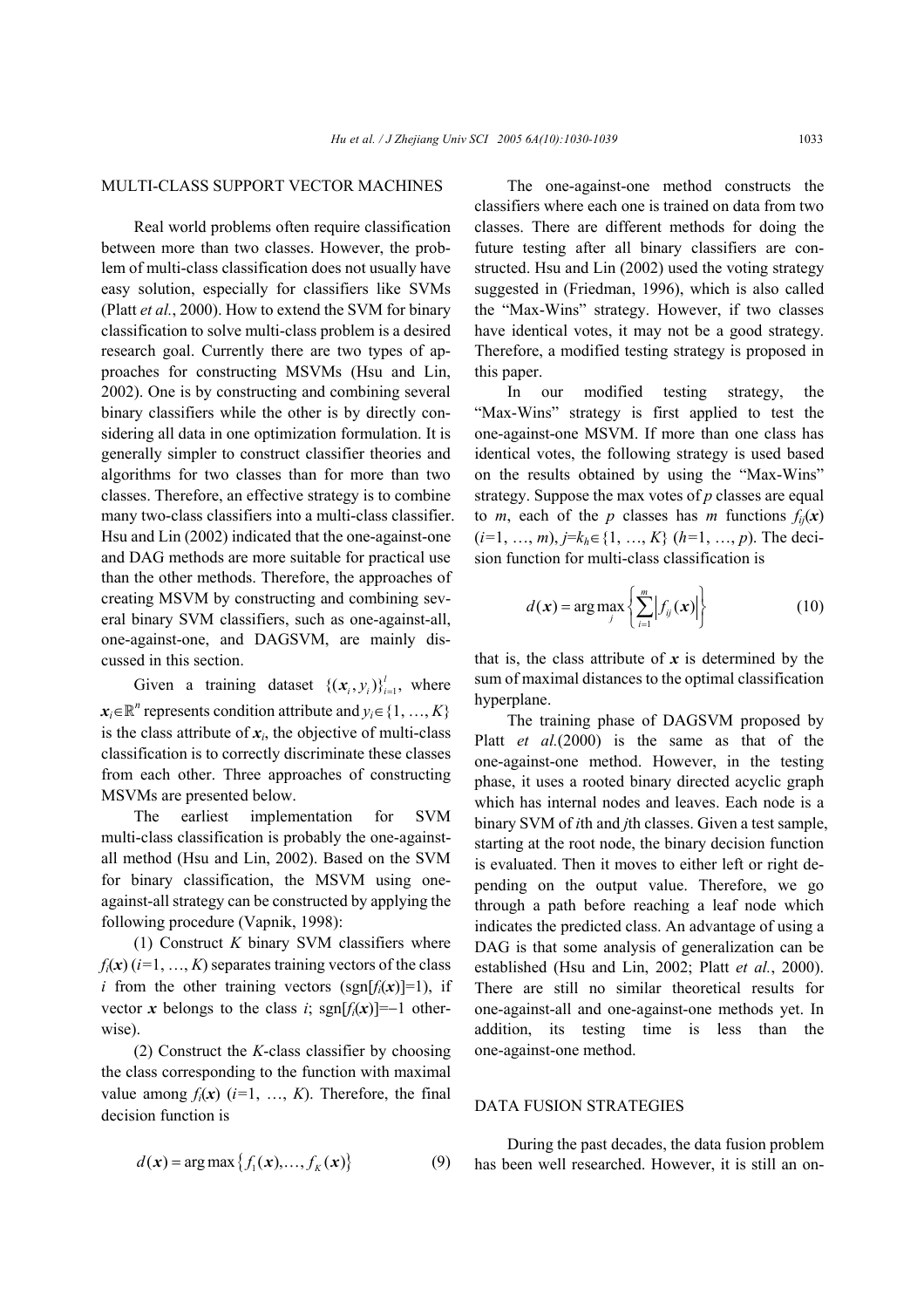## MULTI-CLASS SUPPORT VECTOR MACHINES

Real world problems often require classification between more than two classes. However, the problem of multi-class classification does not usually have easy solution, especially for classifiers like SVMs (Platt *et al.*, 2000). How to extend the SVM for binary classification to solve multi-class problem is a desired research goal. Currently there are two types of approaches for constructing MSVMs (Hsu and Lin, 2002). One is by constructing and combining several binary classifiers while the other is by directly considering all data in one optimization formulation. It is generally simpler to construct classifier theories and algorithms for two classes than for more than two classes. Therefore, an effective strategy is to combine many two-class classifiers into a multi-class classifier. Hsu and Lin (2002) indicated that the one-against-one and DAG methods are more suitable for practical use than the other methods. Therefore, the approaches of creating MSVM by constructing and combining several binary SVM classifiers, such as one-against-all, one-against-one, and DAGSVM, are mainly discussed in this section.

Given a training dataset $\{(\boldsymbol{x}_i, y_i)\}_{i=1}^{l}$, where $\boldsymbol{x}_i \in \mathbb{R}^n$ represents condition attribute and $y_i \in \{1, \ldots, K\}$ is the class attribute of $\boldsymbol{x}_i$, the objective of multi-class classification is to correctly discriminate these classes from each other. Three approaches of constructing MSVMs are presented below.

The earliest implementation for SVM multi-class classification is probably the one-against-all method (Hsu and Lin, 2002). Based on the SVM for binary classification, the MSVM using one-against-all strategy can be constructed by applying the following procedure (Vapnik, 1998):

(1) Construct $K$ binary SVM classifiers where $f_i(\boldsymbol{x})$ ($i$=1, …, $K$) separates training vectors of the class $i$ from the other training vectors (sgn[$f_i(\boldsymbol{x})$]=1), if vector $\boldsymbol{x}$ belongs to the class $i$; sgn[$f_i(\boldsymbol{x})$]=−1 otherwise).

(2) Construct the $K$-class classifier by choosing the class corresponding to the function with maximal value among $f_i(\boldsymbol{x})$ ($i$=1, …, $K$). Therefore, the final decision function is

$$d(\boldsymbol{x}) = \arg\max\{f_1(\boldsymbol{x}), \ldots, f_K(\boldsymbol{x})\} \tag{9}$$

The one-against-one method constructs the classifiers where each one is trained on data from two classes. There are different methods for doing the future testing after all binary classifiers are constructed. Hsu and Lin (2002) used the voting strategy suggested in (Friedman, 1996), which is also called the "Max-Wins" strategy. However, if two classes have identical votes, it may not be a good strategy. Therefore, a modified testing strategy is proposed in this paper.

In our modified testing strategy, the "Max-Wins" strategy is first applied to test the one-against-one MSVM. If more than one class has identical votes, the following strategy is used based on the results obtained by using the "Max-Wins" strategy. Suppose the max votes of $p$ classes are equal to $m$, each of the $p$ classes has $m$ functions $f_{ij}(\boldsymbol{x})$ ($i$=1, …, $m$), $j$=$k_h \in \{1, \ldots, K\}$ ($h$=1, …, $p$). The decision function for multi-class classification is

$$d(\boldsymbol{x}) = \arg\max_{j}\left\{\sum_{i=1}^{m}\left|f_{ij}(\boldsymbol{x})\right|\right\} \tag{10}$$

that is, the class attribute of $\boldsymbol{x}$ is determined by the sum of maximal distances to the optimal classification hyperplane.

The training phase of DAGSVM proposed by Platt *et al.*(2000) is the same as that of the one-against-one method. However, in the testing phase, it uses a rooted binary directed acyclic graph which has internal nodes and leaves. Each node is a binary SVM of $i$th and $j$th classes. Given a test sample, starting at the root node, the binary decision function is evaluated. Then it moves to either left or right depending on the output value. Therefore, we go through a path before reaching a leaf node which indicates the predicted class. An advantage of using a DAG is that some analysis of generalization can be established (Hsu and Lin, 2002; Platt *et al.*, 2000). There are still no similar theoretical results for one-against-all and one-against-one methods yet. In addition, its testing time is less than the one-against-one method.

## DATA FUSION STRATEGIES

During the past decades, the data fusion problem has been well researched. However, it is still an on-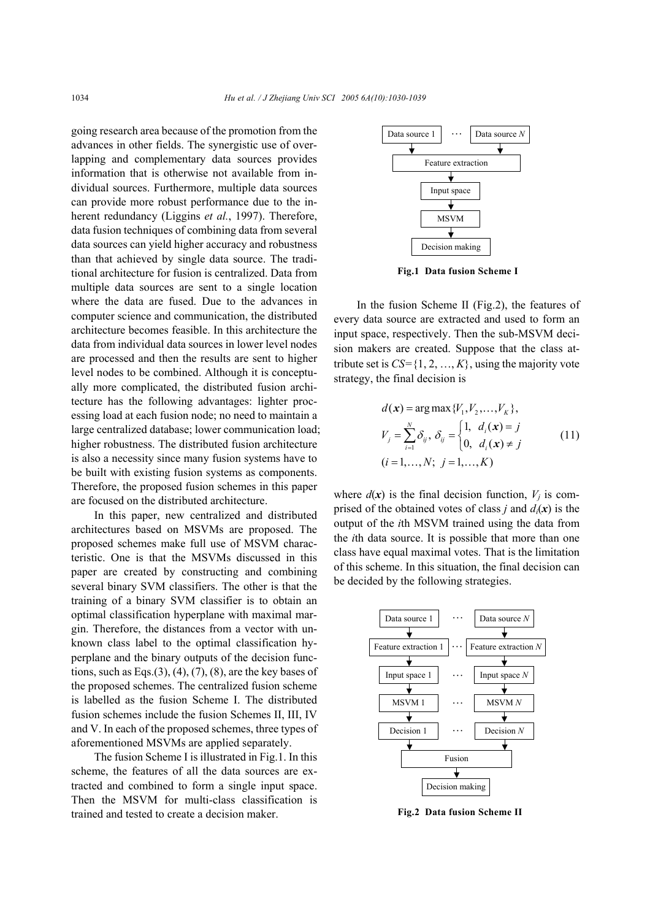going research area because of the promotion from the advances in other fields. The synergistic use of overlapping and complementary data sources provides information that is otherwise not available from individual sources. Furthermore, multiple data sources can provide more robust performance due to the inherent redundancy (Liggins *et al.*, 1997). Therefore, data fusion techniques of combining data from several data sources can yield higher accuracy and robustness than that achieved by single data source. The traditional architecture for fusion is centralized. Data from multiple data sources are sent to a single location where the data are fused. Due to the advances in computer science and communication, the distributed architecture becomes feasible. In this architecture the data from individual data sources in lower level nodes are processed and then the results are sent to higher level nodes to be combined. Although it is conceptually more complicated, the distributed fusion architecture has the following advantages: lighter processing load at each fusion node; no need to maintain a large centralized database; lower communication load; higher robustness. The distributed fusion architecture is also a necessity since many fusion systems have to be built with existing fusion systems as components. Therefore, the proposed fusion schemes in this paper are focused on the distributed architecture.

In this paper, new centralized and distributed architectures based on MSVMs are proposed. The proposed schemes make full use of MSVM characteristic. One is that the MSVMs discussed in this paper are created by constructing and combining several binary SVM classifiers. The other is that the training of a binary SVM classifier is to obtain an optimal classification hyperplane with maximal margin. Therefore, the distances from a vector with unknown class label to the optimal classification hyperplane and the binary outputs of the decision functions, such as Eqs.(3), (4), (7), (8), are the key bases of the proposed schemes. The centralized fusion scheme is labelled as the fusion Scheme I. The distributed fusion schemes include the fusion Schemes II, III, IV and V. In each of the proposed schemes, three types of aforementioned MSVMs are applied separately.

The fusion Scheme I is illustrated in Fig.1. In this scheme, the features of all the data sources are extracted and combined to form a single input space. Then the MSVM for multi-class classification is trained and tested to create a decision maker.

Data source 1 ⋯ Data source $N$
Feature extraction
Input space
MSVM
Decision making

**Fig.1 Data fusion Scheme I**

In the fusion Scheme II (Fig.2), the features of every data source are extracted and used to form an input space, respectively. Then the sub-MSVM decision makers are created. Suppose that the class attribute set is $CS=\{1, 2, \ldots, K\}$, using the majority vote strategy, the final decision is

$$
\begin{aligned}
&d(\boldsymbol{x}) = \arg\max\{V_1, V_2, \ldots, V_K\}, \\
&V_j = \sum_{i=1}^{N} \delta_{ij},\ \delta_{ij} = \begin{cases} 1, & d_i(\boldsymbol{x}) = j \\ 0, & d_i(\boldsymbol{x}) \neq j \end{cases} \\
&(i = 1, \ldots, N;\ j = 1, \ldots, K)
\end{aligned}
\tag{11}
$$

where $d(\boldsymbol{x})$ is the final decision function, $V_j$ is comprised of the obtained votes of class $j$ and $d_i(\boldsymbol{x})$ is the output of the $i$th MSVM trained using the data from the $i$th data source. It is possible that more than one class have equal maximal votes. That is the limitation of this scheme. In this situation, the final decision can be decided by the following strategies.

Data source 1 ⋯ Data source $N$
Feature extraction 1 ⋯ Feature extraction $N$
Input space 1 ⋯ Input space $N$
MSVM 1 ⋯ MSVM $N$
Decision 1 ⋯ Decision $N$
Fusion
Decision making

**Fig.2 Data fusion Scheme II**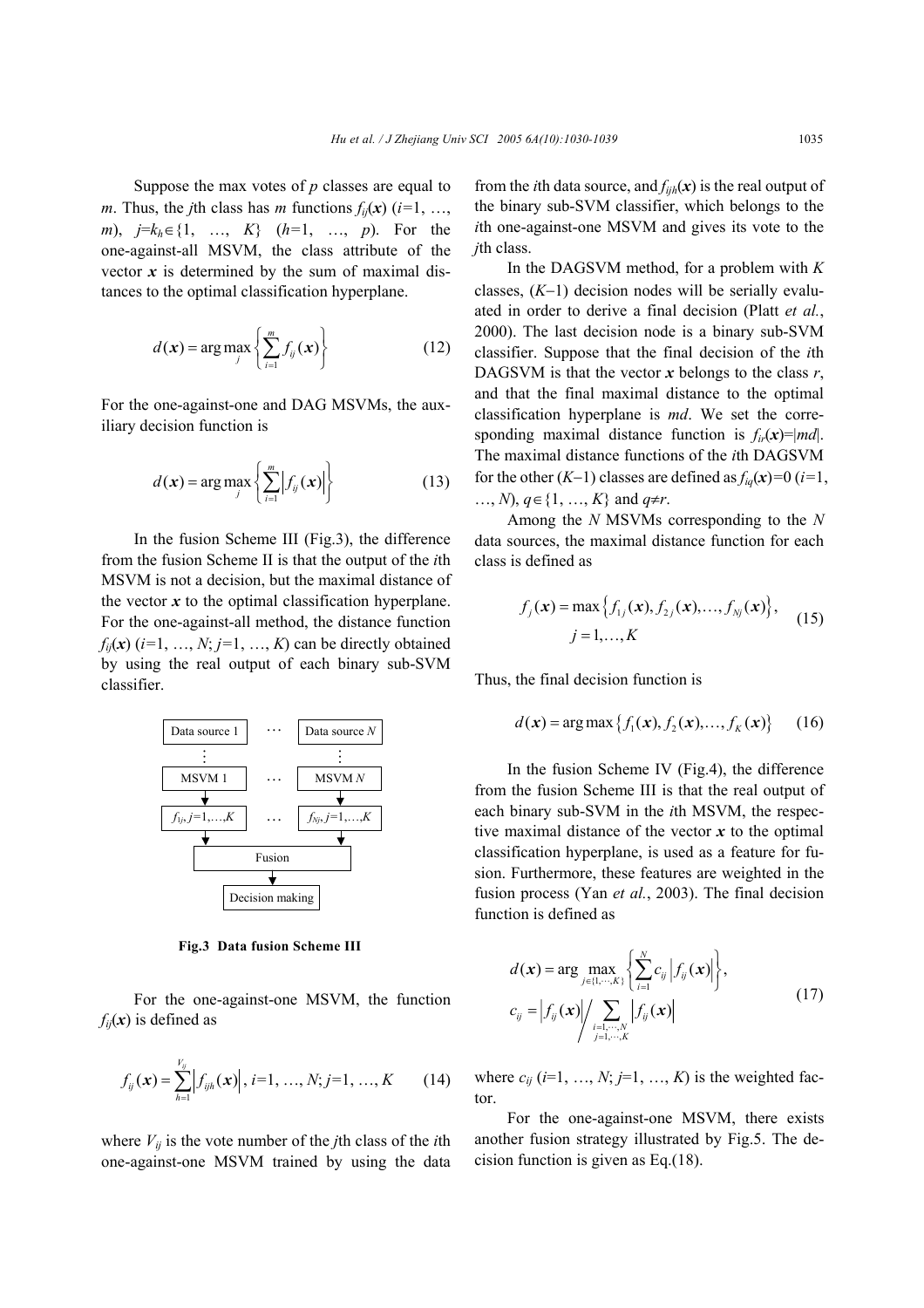Suppose the max votes of $p$ classes are equal to $m$. Thus, the $j$th class has $m$ functions $f_{ij}(\boldsymbol{x})$ ($i$=1, …, $m$), $j$=$k_h$∈{1, …, $K$} ($h$=1, …, $p$). For the one-against-all MSVM, the class attribute of the vector $\boldsymbol{x}$ is determined by the sum of maximal distances to the optimal classification hyperplane.

$$d(\boldsymbol{x}) = \arg\max_{j} \left\{ \sum_{i=1}^{m} f_{ij}(\boldsymbol{x}) \right\} \tag{12}$$

For the one-against-one and DAG MSVMs, the auxiliary decision function is

$$d(\boldsymbol{x}) = \arg\max_{j} \left\{ \sum_{i=1}^{m} \left| f_{ij}(\boldsymbol{x}) \right| \right\} \tag{13}$$

In the fusion Scheme III (Fig.3), the difference from the fusion Scheme II is that the output of the $i$th MSVM is not a decision, but the maximal distance of the vector $\boldsymbol{x}$ to the optimal classification hyperplane. For the one-against-all method, the distance function $f_{ij}(\boldsymbol{x})$ ($i$=1, …, $N$; $j$=1, …, $K$) can be directly obtained by using the real output of each binary sub-SVM classifier.

Data source 1 … Data source $N$ → MSVM 1 … MSVM $N$ → $f_{1j}$, $j$=1,…,$K$ … $f_{Nj}$, $j$=1,…,$K$ → Fusion → Decision making

**Fig.3 Data fusion Scheme III**

For the one-against-one MSVM, the function $f_{ij}(\boldsymbol{x})$ is defined as

$$f_{ij}(\boldsymbol{x}) = \sum_{h=1}^{V_{ij}} \left| f_{ijh}(\boldsymbol{x}) \right|,\ i=1,\ \ldots,\ N;\ j=1,\ \ldots,\ K \tag{14}$$

where $V_{ij}$ is the vote number of the $j$th class of the $i$th one-against-one MSVM trained by using the data from the $i$th data source, and $f_{ijh}(\boldsymbol{x})$ is the real output of the binary sub-SVM classifier, which belongs to the $i$th one-against-one MSVM and gives its vote to the $j$th class.

In the DAGSVM method, for a problem with $K$ classes, ($K$−1) decision nodes will be serially evaluated in order to derive a final decision (Platt *et al.*, 2000). The last decision node is a binary sub-SVM classifier. Suppose that the final decision of the $i$th DAGSVM is that the vector $\boldsymbol{x}$ belongs to the class $r$, and that the final maximal distance to the optimal classification hyperplane is $md$. We set the corresponding maximal distance function is $f_{ir}(\boldsymbol{x})=|md|$. The maximal distance functions of the $i$th DAGSVM for the other ($K$−1) classes are defined as $f_{iq}(\boldsymbol{x})=0$ ($i$=1, …, $N$), $q$∈{1, …, $K$} and $q≠r$.

Among the $N$ MSVMs corresponding to the $N$ data sources, the maximal distance function for each class is defined as

$$f_j(\boldsymbol{x}) = \max\left\{ f_{1j}(\boldsymbol{x}), f_{2j}(\boldsymbol{x}), \ldots, f_{Nj}(\boldsymbol{x}) \right\},\quad j=1,\ldots,K \tag{15}$$

Thus, the final decision function is

$$d(\boldsymbol{x}) = \arg\max\left\{ f_1(\boldsymbol{x}), f_2(\boldsymbol{x}), \ldots, f_K(\boldsymbol{x}) \right\} \tag{16}$$

In the fusion Scheme IV (Fig.4), the difference from the fusion Scheme III is that the real output of each binary sub-SVM in the $i$th MSVM, the respective maximal distance of the vector $\boldsymbol{x}$ to the optimal classification hyperplane, is used as a feature for fusion. Furthermore, these features are weighted in the fusion process (Yan *et al.*, 2003). The final decision function is defined as

$$d(\boldsymbol{x}) = \arg\max_{j\in\{1,\cdots,K\}} \left\{ \sum_{i=1}^{N} c_{ij} \left| f_{ij}(\boldsymbol{x}) \right| \right\},\quad c_{ij} = \left| f_{ij}(\boldsymbol{x}) \right| \Big/ \sum_{\substack{i=1,\cdots,N \\ j=1,\cdots,K}} \left| f_{ij}(\boldsymbol{x}) \right| \tag{17}$$

where $c_{ij}$ ($i$=1, …, $N$; $j$=1, …, $K$) is the weighted factor.

For the one-against-one MSVM, there exists another fusion strategy illustrated by Fig.5. The decision function is given as Eq.(18).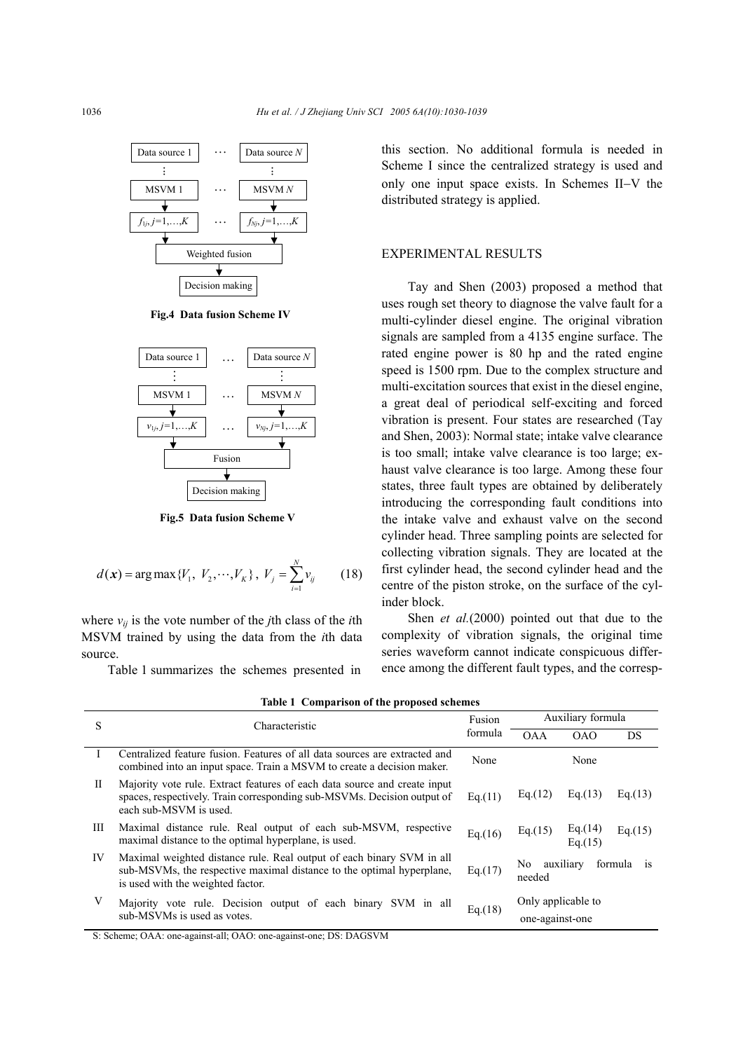Fig.4 Data fusion Scheme IV

Fig.5 Data fusion Scheme V

$$d(\boldsymbol{x}) = \arg\max\{V_1,\ V_2,\cdots,V_K\},\ V_j = \sum_{i=1}^{N} v_{ij} \qquad (18)$$

where $v_{ij}$ is the vote number of the $j$th class of the $i$th MSVM trained by using the data from the $i$th data source.

Table 1 summarizes the schemes presented in this section. No additional formula is needed in Scheme I since the centralized strategy is used and only one input space exists. In Schemes II–V the distributed strategy is applied.

**Table 1 Comparison of the proposed schemes**

| S | Characteristic | Fusion formula | Auxiliary formula | | |
|---|---|---|---|---|---|
| | | | OAA | OAO | DS |
| I | Centralized feature fusion. Features of all data sources are extracted and combined into an input space. Train a MSVM to create a decision maker. | None | None | | |
| II | Majority vote rule. Extract features of each data source and create input spaces, respectively. Train corresponding sub-MSVMs. Decision output of each sub-MSVM is used. | Eq.(11) | Eq.(12) | Eq.(13) | Eq.(13) |
| III | Maximal distance rule. Real output of each sub-MSVM, respective maximal distance to the optimal hyperplane, is used. | Eq.(16) | Eq.(15) | Eq.(14) Eq.(15) | Eq.(15) |
| IV | Maximal weighted distance rule. Real output of each binary SVM in all sub-MSVMs, the respective maximal distance to the optimal hyperplane, is used with the weighted factor. | Eq.(17) | No auxiliary formula is needed | | |
| V | Majority vote rule. Decision output of each binary SVM in all sub-MSVMs is used as votes. | Eq.(18) | Only applicable to one-against-one | | |

S: Scheme; OAA: one-against-all; OAO: one-against-one; DS: DAGSVM

## EXPERIMENTAL RESULTS

Tay and Shen (2003) proposed a method that uses rough set theory to diagnose the valve fault for a multi-cylinder diesel engine. The original vibration signals are sampled from a 4135 engine surface. The rated engine power is 80 hp and the rated engine speed is 1500 rpm. Due to the complex structure and multi-excitation sources that exist in the diesel engine, a great deal of periodical self-exciting and forced vibration is present. Four states are researched (Tay and Shen, 2003): Normal state; intake valve clearance is too small; intake valve clearance is too large; exhaust valve clearance is too large. Among these four states, three fault types are obtained by deliberately introducing the corresponding fault conditions into the intake valve and exhaust valve on the second cylinder head. Three sampling points are selected for collecting vibration signals. They are located at the first cylinder head, the second cylinder head and the centre of the piston stroke, on the surface of the cylinder block.

Shen *et al.*(2000) pointed out that due to the complexity of vibration signals, the original time series waveform cannot indicate conspicuous difference among the different fault types, and the corresp-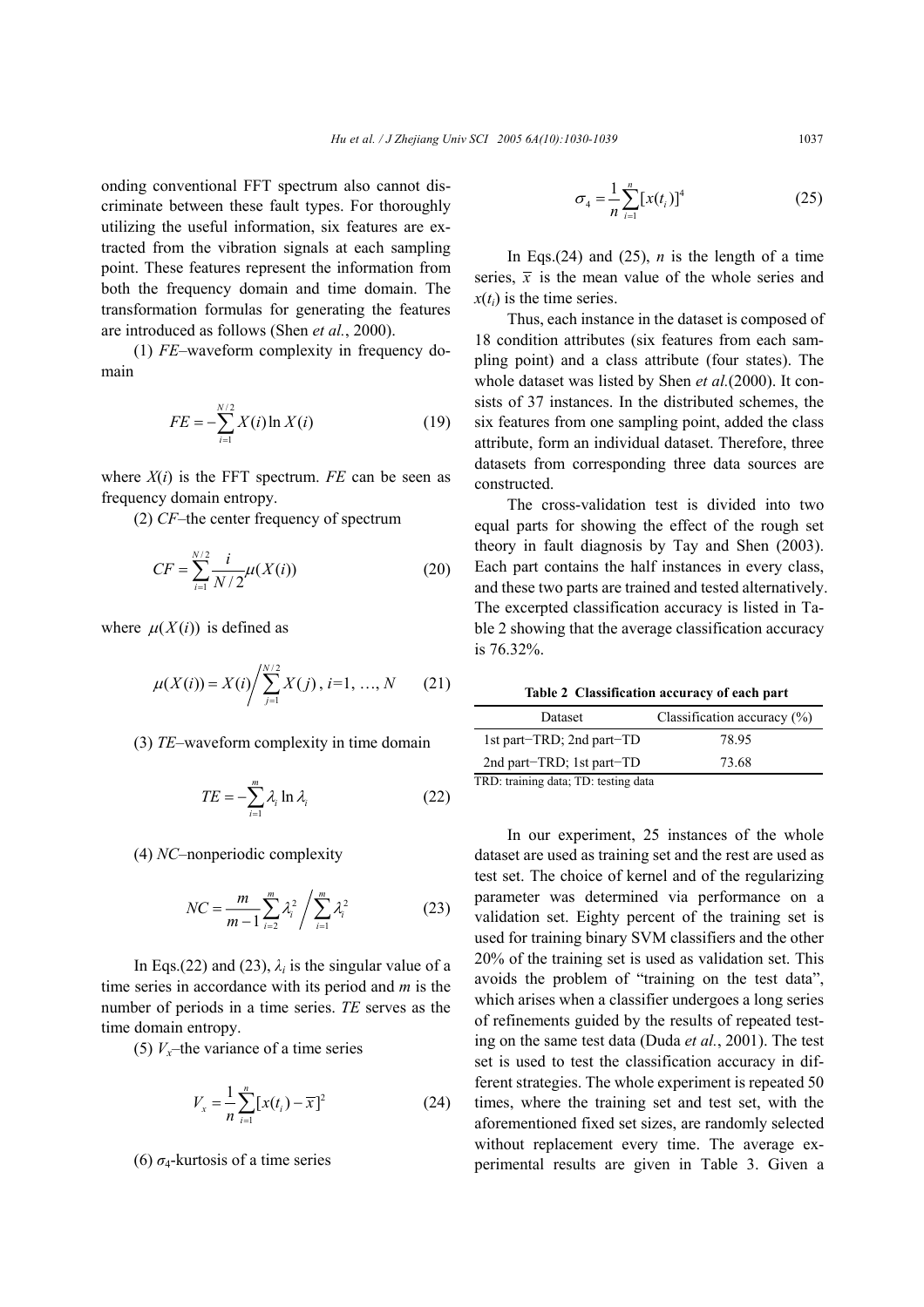onding conventional FFT spectrum also cannot discriminate between these fault types. For thoroughly utilizing the useful information, six features are extracted from the vibration signals at each sampling point. These features represent the information from both the frequency domain and time domain. The transformation formulas for generating the features are introduced as follows (Shen *et al.*, 2000).

(1) *FE*–waveform complexity in frequency domain

$$FE = -\sum_{i=1}^{N/2} X(i)\ln X(i) \tag{19}$$

where $X(i)$ is the FFT spectrum. *FE* can be seen as frequency domain entropy.

(2) *CF*–the center frequency of spectrum

$$CF = \sum_{i=1}^{N/2} \frac{i}{N/2}\mu(X(i)) \tag{20}$$

where $\mu(X(i))$ is defined as

$$\mu(X(i)) = X(i) \Big/ \sum_{j=1}^{N/2} X(j),\ i=1, \ldots, N \tag{21}$$

(3) *TE*–waveform complexity in time domain

$$TE = -\sum_{i=1}^{m} \lambda_i \ln \lambda_i \tag{22}$$

(4) *NC*–nonperiodic complexity

$$NC = \frac{m}{m-1}\sum_{i=2}^{m}\lambda_i^2 \Big/ \sum_{i=1}^{m}\lambda_i^2 \tag{23}$$

In Eqs.(22) and (23), $\lambda_i$ is the singular value of a time series in accordance with its period and $m$ is the number of periods in a time series. *TE* serves as the time domain entropy.

(5) $V_x$–the variance of a time series

$$V_x = \frac{1}{n}\sum_{i=1}^{n}[x(t_i) - \overline{x}]^2 \tag{24}$$

(6) $\sigma_4$-kurtosis of a time series

$$\sigma_4 = \frac{1}{n}\sum_{i=1}^{n}[x(t_i)]^4 \tag{25}$$

In Eqs.(24) and (25), $n$ is the length of a time series, $\overline{x}$ is the mean value of the whole series and $x(t_i)$ is the time series.

Thus, each instance in the dataset is composed of 18 condition attributes (six features from each sampling point) and a class attribute (four states). The whole dataset was listed by Shen *et al.*(2000). It consists of 37 instances. In the distributed schemes, the six features from one sampling point, added the class attribute, form an individual dataset. Therefore, three datasets from corresponding three data sources are constructed.

The cross-validation test is divided into two equal parts for showing the effect of the rough set theory in fault diagnosis by Tay and Shen (2003). Each part contains the half instances in every class, and these two parts are trained and tested alternatively. The excerpted classification accuracy is listed in Table 2 showing that the average classification accuracy is 76.32%.

**Table 2 Classification accuracy of each part**

| Dataset | Classification accuracy (%) |
|---|---|
| 1st part−TRD; 2nd part−TD | 78.95 |
| 2nd part−TRD; 1st part−TD | 73.68 |

TRD: training data; TD: testing data

In our experiment, 25 instances of the whole dataset are used as training set and the rest are used as test set. The choice of kernel and of the regularizing parameter was determined via performance on a validation set. Eighty percent of the training set is used for training binary SVM classifiers and the other 20% of the training set is used as validation set. This avoids the problem of "training on the test data", which arises when a classifier undergoes a long series of refinements guided by the results of repeated testing on the same test data (Duda *et al.*, 2001). The test set is used to test the classification accuracy in different strategies. The whole experiment is repeated 50 times, where the training set and test set, with the aforementioned fixed set sizes, are randomly selected without replacement every time. The average experimental results are given in Table 3. Given a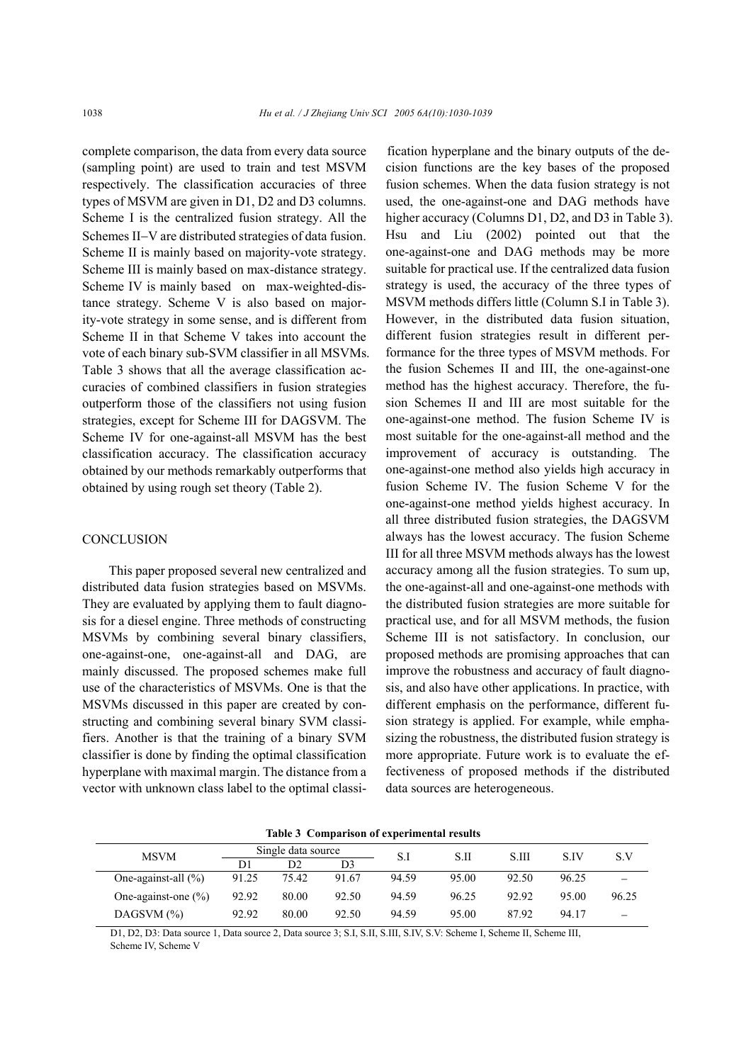complete comparison, the data from every data source (sampling point) are used to train and test MSVM respectively. The classification accuracies of three types of MSVM are given in D1, D2 and D3 columns. Scheme I is the centralized fusion strategy. All the Schemes II–V are distributed strategies of data fusion. Scheme II is mainly based on majority-vote strategy. Scheme III is mainly based on max-distance strategy. Scheme IV is mainly based on max-weighted-distance strategy. Scheme V is also based on majority-vote strategy in some sense, and is different from Scheme II in that Scheme V takes into account the vote of each binary sub-SVM classifier in all MSVMs. Table 3 shows that all the average classification accuracies of combined classifiers in fusion strategies outperform those of the classifiers not using fusion strategies, except for Scheme III for DAGSVM. The Scheme IV for one-against-all MSVM has the best classification accuracy. The classification accuracy obtained by our methods remarkably outperforms that obtained by using rough set theory (Table 2).

## CONCLUSION

This paper proposed several new centralized and distributed data fusion strategies based on MSVMs. They are evaluated by applying them to fault diagnosis for a diesel engine. Three methods of constructing MSVMs by combining several binary classifiers, one-against-one, one-against-all and DAG, are mainly discussed. The proposed schemes make full use of the characteristics of MSVMs. One is that the MSVMs discussed in this paper are created by constructing and combining several binary SVM classifiers. Another is that the training of a binary SVM classifier is done by finding the optimal classification hyperplane with maximal margin. The distance from a vector with unknown class label to the optimal classification hyperplane and the binary outputs of the decision functions are the key bases of the proposed fusion schemes. When the data fusion strategy is not used, the one-against-one and DAG methods have higher accuracy (Columns D1, D2, and D3 in Table 3). Hsu and Liu (2002) pointed out that the one-against-one and DAG methods may be more suitable for practical use. If the centralized data fusion strategy is used, the accuracy of the three types of MSVM methods differs little (Column S.I in Table 3). However, in the distributed data fusion situation, different fusion strategies result in different performance for the three types of MSVM methods. For the fusion Schemes II and III, the one-against-one method has the highest accuracy. Therefore, the fusion Schemes II and III are most suitable for the one-against-one method. The fusion Scheme IV is most suitable for the one-against-all method and the improvement of accuracy is outstanding. The one-against-one method also yields high accuracy in fusion Scheme IV. The fusion Scheme V for the one-against-one method yields highest accuracy. In all three distributed fusion strategies, the DAGSVM always has the lowest accuracy. The fusion Scheme III for all three MSVM methods always has the lowest accuracy among all the fusion strategies. To sum up, the one-against-all and one-against-one methods with the distributed fusion strategies are more suitable for practical use, and for all MSVM methods, the fusion Scheme III is not satisfactory. In conclusion, our proposed methods are promising approaches that can improve the robustness and accuracy of fault diagnosis, and also have other applications. In practice, with different emphasis on the performance, different fusion strategy is applied. For example, while emphasizing the robustness, the distributed fusion strategy is more appropriate. Future work is to evaluate the effectiveness of proposed methods if the distributed data sources are heterogeneous.

**Table 3 Comparison of experimental results**

| MSVM | Single data source | | | S.I | S.II | S.III | S.IV | S.V |
|---|---|---|---|---|---|---|---|---|
| | D1 | D2 | D3 | | | | | |
| One-against-all (%) | 91.25 | 75.42 | 91.67 | 94.59 | 95.00 | 92.50 | 96.25 | – |
| One-against-one (%) | 92.92 | 80.00 | 92.50 | 94.59 | 96.25 | 92.92 | 95.00 | 96.25 |
| DAGSVM (%) | 92.92 | 80.00 | 92.50 | 94.59 | 95.00 | 87.92 | 94.17 | – |

D1, D2, D3: Data source 1, Data source 2, Data source 3; S.I, S.II, S.III, S.IV, S.V: Scheme I, Scheme II, Scheme III, Scheme IV, Scheme V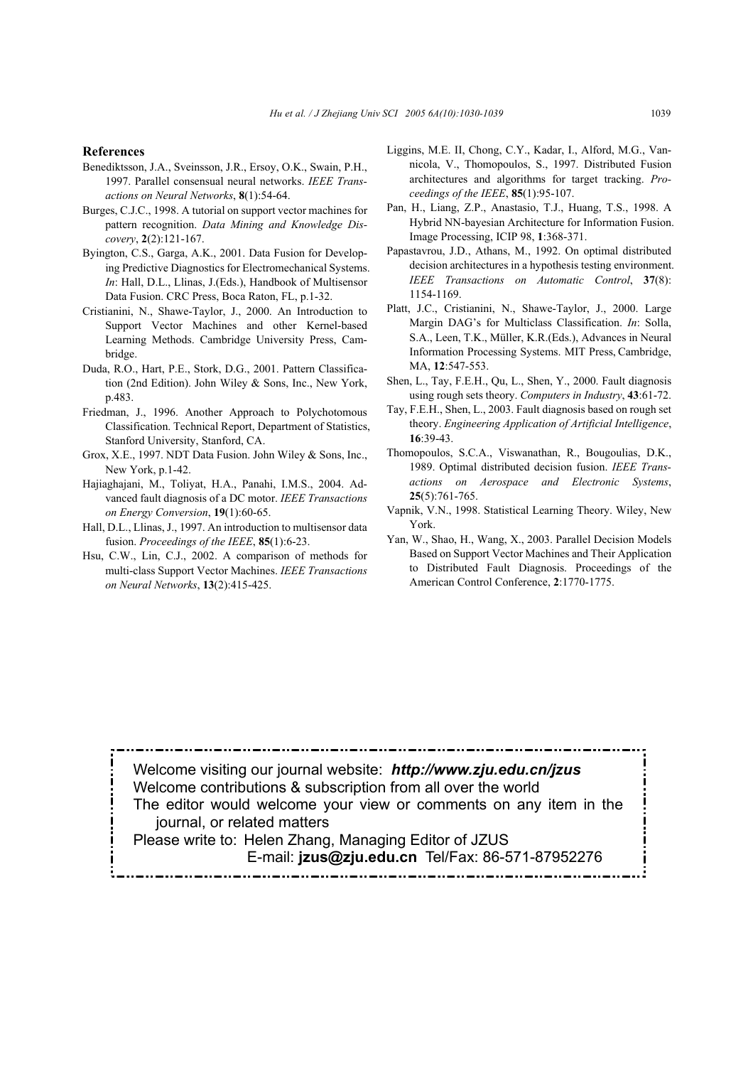## References

Benediktsson, J.A., Sveinsson, J.R., Ersoy, O.K., Swain, P.H., 1997. Parallel consensual neural networks. *IEEE Transactions on Neural Networks*, **8**(1):54-64.

Burges, C.J.C., 1998. A tutorial on support vector machines for pattern recognition. *Data Mining and Knowledge Discovery*, **2**(2):121-167.

Byington, C.S., Garga, A.K., 2001. Data Fusion for Developing Predictive Diagnostics for Electromechanical Systems. *In*: Hall, D.L., Llinas, J.(Eds.), Handbook of Multisensor Data Fusion. CRC Press, Boca Raton, FL, p.1-32.

Cristianini, N., Shawe-Taylor, J., 2000. An Introduction to Support Vector Machines and other Kernel-based Learning Methods. Cambridge University Press, Cambridge.

Duda, R.O., Hart, P.E., Stork, D.G., 2001. Pattern Classification (2nd Edition). John Wiley & Sons, Inc., New York, p.483.

Friedman, J., 1996. Another Approach to Polychotomous Classification. Technical Report, Department of Statistics, Stanford University, Stanford, CA.

Grox, X.E., 1997. NDT Data Fusion. John Wiley & Sons, Inc., New York, p.1-42.

Hajiaghajani, M., Toliyat, H.A., Panahi, I.M.S., 2004. Advanced fault diagnosis of a DC motor. *IEEE Transactions on Energy Conversion*, **19**(1):60-65.

Hall, D.L., Llinas, J., 1997. An introduction to multisensor data fusion. *Proceedings of the IEEE*, **85**(1):6-23.

Hsu, C.W., Lin, C.J., 2002. A comparison of methods for multi-class Support Vector Machines. *IEEE Transactions on Neural Networks*, **13**(2):415-425.

Liggins, M.E. II, Chong, C.Y., Kadar, I., Alford, M.G., Vannicola, V., Thomopoulos, S., 1997. Distributed Fusion architectures and algorithms for target tracking. *Proceedings of the IEEE*, **85**(1):95-107.

Pan, H., Liang, Z.P., Anastasio, T.J., Huang, T.S., 1998. A Hybrid NN-bayesian Architecture for Information Fusion. Image Processing, ICIP 98, **1**:368-371.

Papastavrou, J.D., Athans, M., 1992. On optimal distributed decision architectures in a hypothesis testing environment. *IEEE Transactions on Automatic Control*, **37**(8): 1154-1169.

Platt, J.C., Cristianini, N., Shawe-Taylor, J., 2000. Large Margin DAG's for Multiclass Classification. *In*: Solla, S.A., Leen, T.K., Müller, K.R.(Eds.), Advances in Neural Information Processing Systems. MIT Press, Cambridge, MA, **12**:547-553.

Shen, L., Tay, F.E.H., Qu, L., Shen, Y., 2000. Fault diagnosis using rough sets theory. *Computers in Industry*, **43**:61-72.

Tay, F.E.H., Shen, L., 2003. Fault diagnosis based on rough set theory. *Engineering Application of Artificial Intelligence*, **16**:39-43.

Thomopoulos, S.C.A., Viswanathan, R., Bougoulias, D.K., 1989. Optimal distributed decision fusion. *IEEE Transactions on Aerospace and Electronic Systems*, **25**(5):761-765.

Vapnik, V.N., 1998. Statistical Learning Theory. Wiley, New York.

Yan, W., Shao, H., Wang, X., 2003. Parallel Decision Models Based on Support Vector Machines and Their Application to Distributed Fault Diagnosis. Proceedings of the American Control Conference, **2**:1770-1775.

Welcome visiting our journal website: ***http://www.zju.edu.cn/jzus***
Welcome contributions & subscription from all over the world
The editor would welcome your view or comments on any item in the journal, or related matters
Please write to: Helen Zhang, Managing Editor of JZUS
E-mail: **jzus@zju.edu.cn** Tel/Fax: 86-571-87952276